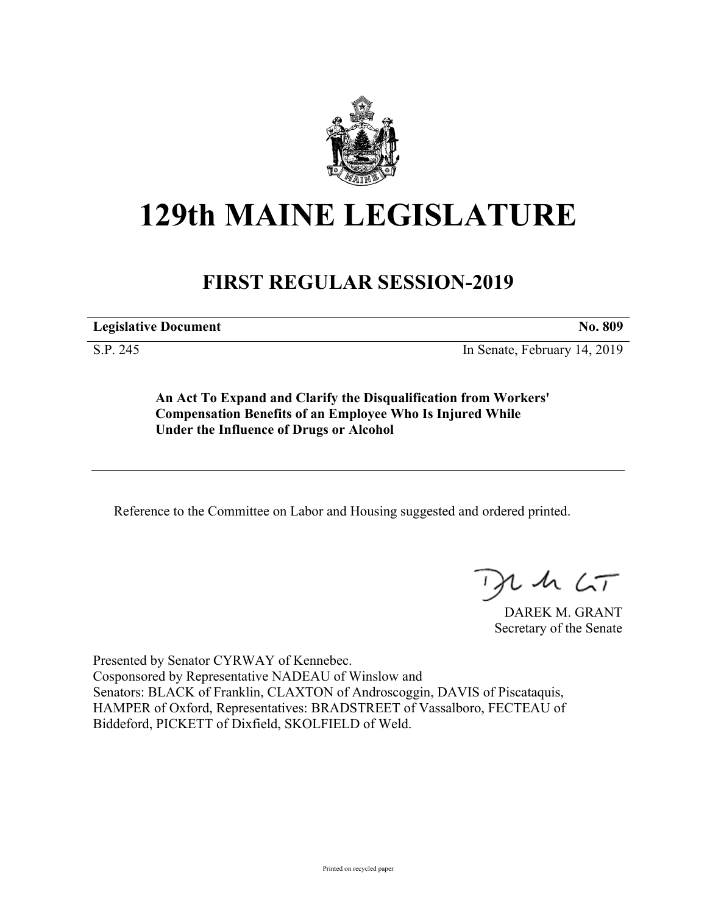# 129th MAINE LEGISLATURE

## FIRST REGULAR SESSION-2019

| **Legislative Document** | **No. 809** |
|---|---|
| S.P. 245 | In Senate, February 14, 2019 |

**An Act To Expand and Clarify the Disqualification from Workers' Compensation Benefits of an Employee Who Is Injured While Under the Influence of Drugs or Alcohol**

Reference to the Committee on Labor and Housing suggested and ordered printed.

DAREK M. GRANT
Secretary of the Senate

Presented by Senator CYRWAY of Kennebec.
Cosponsored by Representative NADEAU of Winslow and
Senators: BLACK of Franklin, CLAXTON of Androscoggin, DAVIS of Piscataquis, HAMPER of Oxford, Representatives: BRADSTREET of Vassalboro, FECTEAU of Biddeford, PICKETT of Dixfield, SKOLFIELD of Weld.

Printed on recycled paper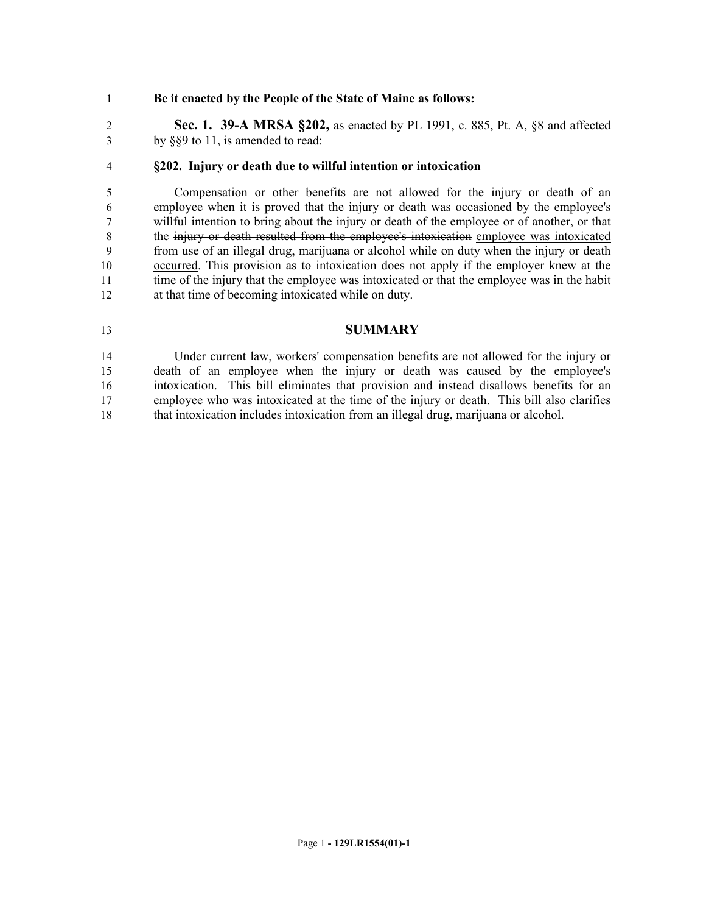**Be it enacted by the People of the State of Maine as follows:**

**Sec. 1. 39-A MRSA §202,** as enacted by PL 1991, c. 885, Pt. A, §8 and affected by §§9 to 11, is amended to read:

**§202. Injury or death due to willful intention or intoxication**

Compensation or other benefits are not allowed for the injury or death of an employee when it is proved that the injury or death was occasioned by the employee's willful intention to bring about the injury or death of the employee or of another, or that the ~~injury or death resulted from the employee's intoxication~~ <u>employee was intoxicated from use of an illegal drug, marijuana or alcohol</u> while on duty <u>when the injury or death occurred</u>. This provision as to intoxication does not apply if the employer knew at the time of the injury that the employee was intoxicated or that the employee was in the habit at that time of becoming intoxicated while on duty.

## SUMMARY

Under current law, workers' compensation benefits are not allowed for the injury or death of an employee when the injury or death was caused by the employee's intoxication. This bill eliminates that provision and instead disallows benefits for an employee who was intoxicated at the time of the injury or death. This bill also clarifies that intoxication includes intoxication from an illegal drug, marijuana or alcohol.